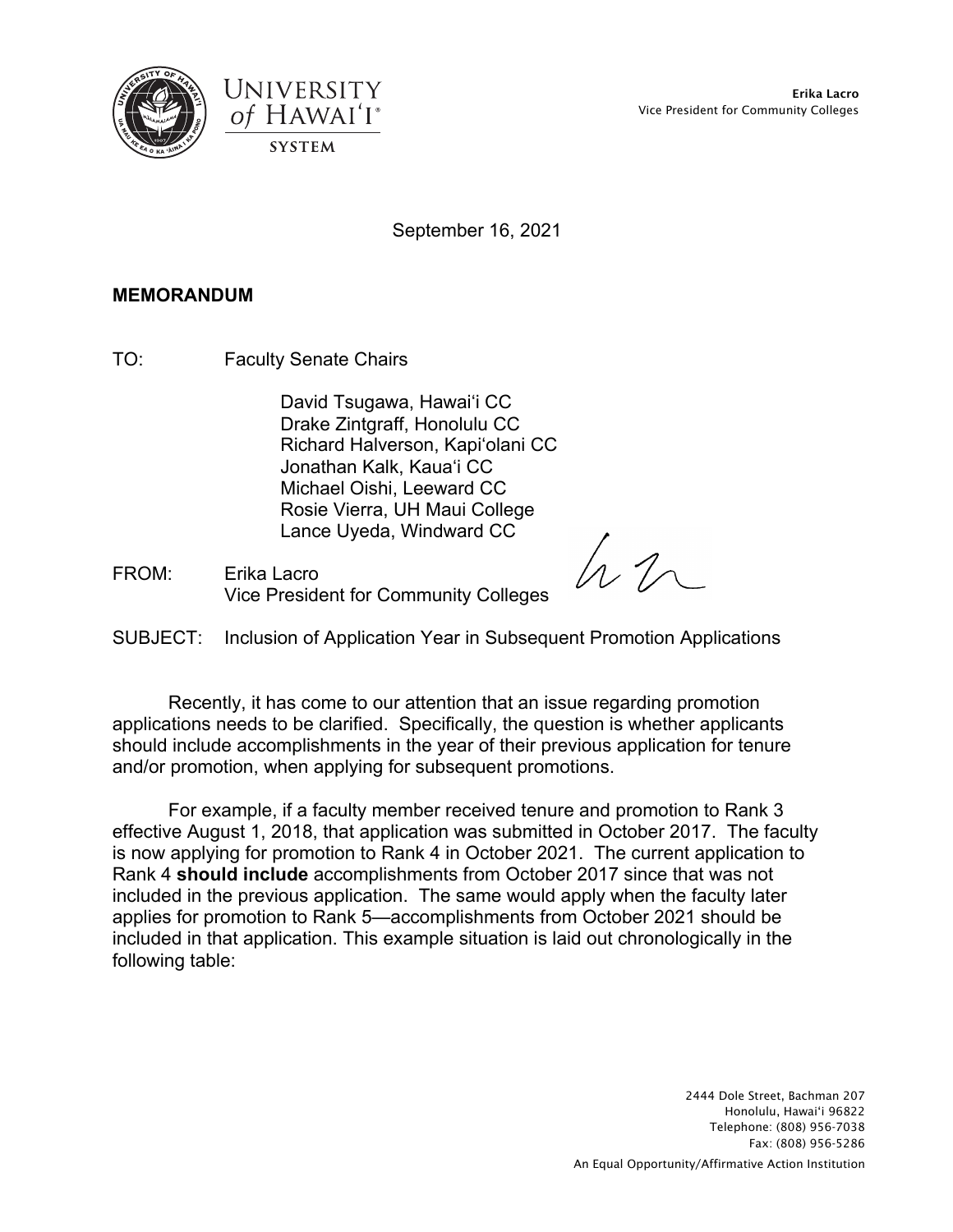**Erika Lacro**
Vice President for Community Colleges

September 16, 2021

**MEMORANDUM**

TO: Faculty Senate Chairs

David Tsugawa, Hawai'i CC
Drake Zintgraff, Honolulu CC
Richard Halverson, Kapi'olani CC
Jonathan Kalk, Kaua'i CC
Michael Oishi, Leeward CC
Rosie Vierra, UH Maui College
Lance Uyeda, Windward CC

FROM: Erika Lacro
Vice President for Community Colleges

SUBJECT: Inclusion of Application Year in Subsequent Promotion Applications

Recently, it has come to our attention that an issue regarding promotion applications needs to be clarified. Specifically, the question is whether applicants should include accomplishments in the year of their previous application for tenure and/or promotion, when applying for subsequent promotions.

For example, if a faculty member received tenure and promotion to Rank 3 effective August 1, 2018, that application was submitted in October 2017. The faculty is now applying for promotion to Rank 4 in October 2021. The current application to Rank 4 **should include** accomplishments from October 2017 since that was not included in the previous application. The same would apply when the faculty later applies for promotion to Rank 5—accomplishments from October 2021 should be included in that application. This example situation is laid out chronologically in the following table:

2444 Dole Street, Bachman 207
Honolulu, Hawai'i 96822
Telephone: (808) 956-7038
Fax: (808) 956-5286

An Equal Opportunity/Affirmative Action Institution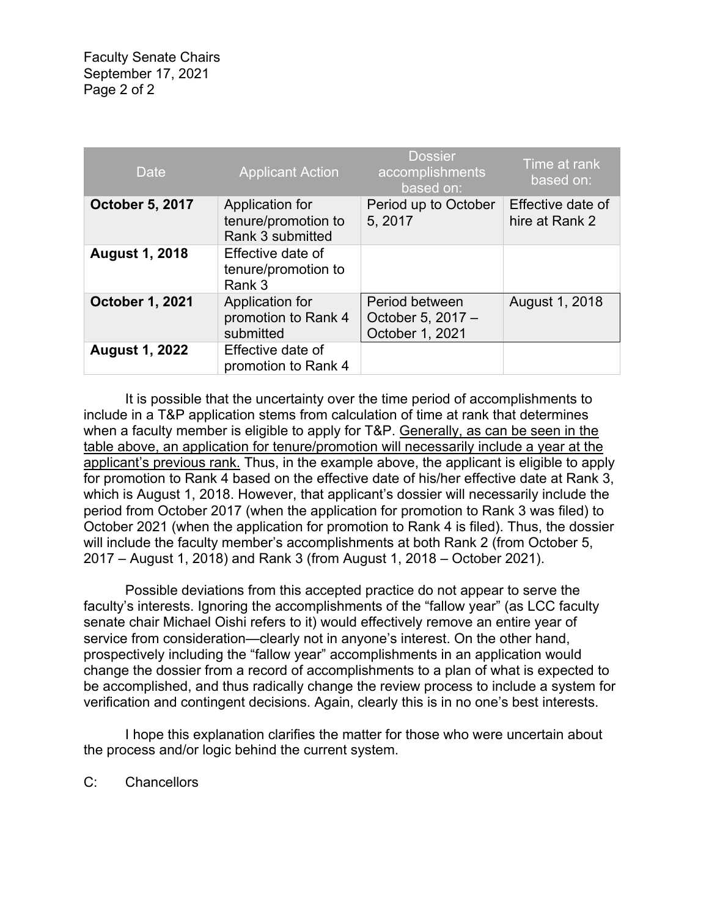| Date | Applicant Action | Dossier accomplishments based on: | Time at rank based on: |
|---|---|---|---|
| **October 5, 2017** | Application for tenure/promotion to Rank 3 submitted | Period up to October 5, 2017 | Effective date of hire at Rank 2 |
| **August 1, 2018** | Effective date of tenure/promotion to Rank 3 | | |
| **October 1, 2021** | Application for promotion to Rank 4 submitted | Period between October 5, 2017 – October 1, 2021 | August 1, 2018 |
| **August 1, 2022** | Effective date of promotion to Rank 4 | | |

It is possible that the uncertainty over the time period of accomplishments to include in a T&P application stems from calculation of time at rank that determines when a faculty member is eligible to apply for T&P. <u>Generally, as can be seen in the table above, an application for tenure/promotion will necessarily include a year at the applicant's previous rank.</u> Thus, in the example above, the applicant is eligible to apply for promotion to Rank 4 based on the effective date of his/her effective date at Rank 3, which is August 1, 2018. However, that applicant's dossier will necessarily include the period from October 2017 (when the application for promotion to Rank 3 was filed) to October 2021 (when the application for promotion to Rank 4 is filed). Thus, the dossier will include the faculty member's accomplishments at both Rank 2 (from October 5, 2017 – August 1, 2018) and Rank 3 (from August 1, 2018 – October 2021).

Possible deviations from this accepted practice do not appear to serve the faculty's interests. Ignoring the accomplishments of the "fallow year" (as LCC faculty senate chair Michael Oishi refers to it) would effectively remove an entire year of service from consideration—clearly not in anyone's interest. On the other hand, prospectively including the "fallow year" accomplishments in an application would change the dossier from a record of accomplishments to a plan of what is expected to be accomplished, and thus radically change the review process to include a system for verification and contingent decisions. Again, clearly this is in no one's best interests.

I hope this explanation clarifies the matter for those who were uncertain about the process and/or logic behind the current system.

C: Chancellors